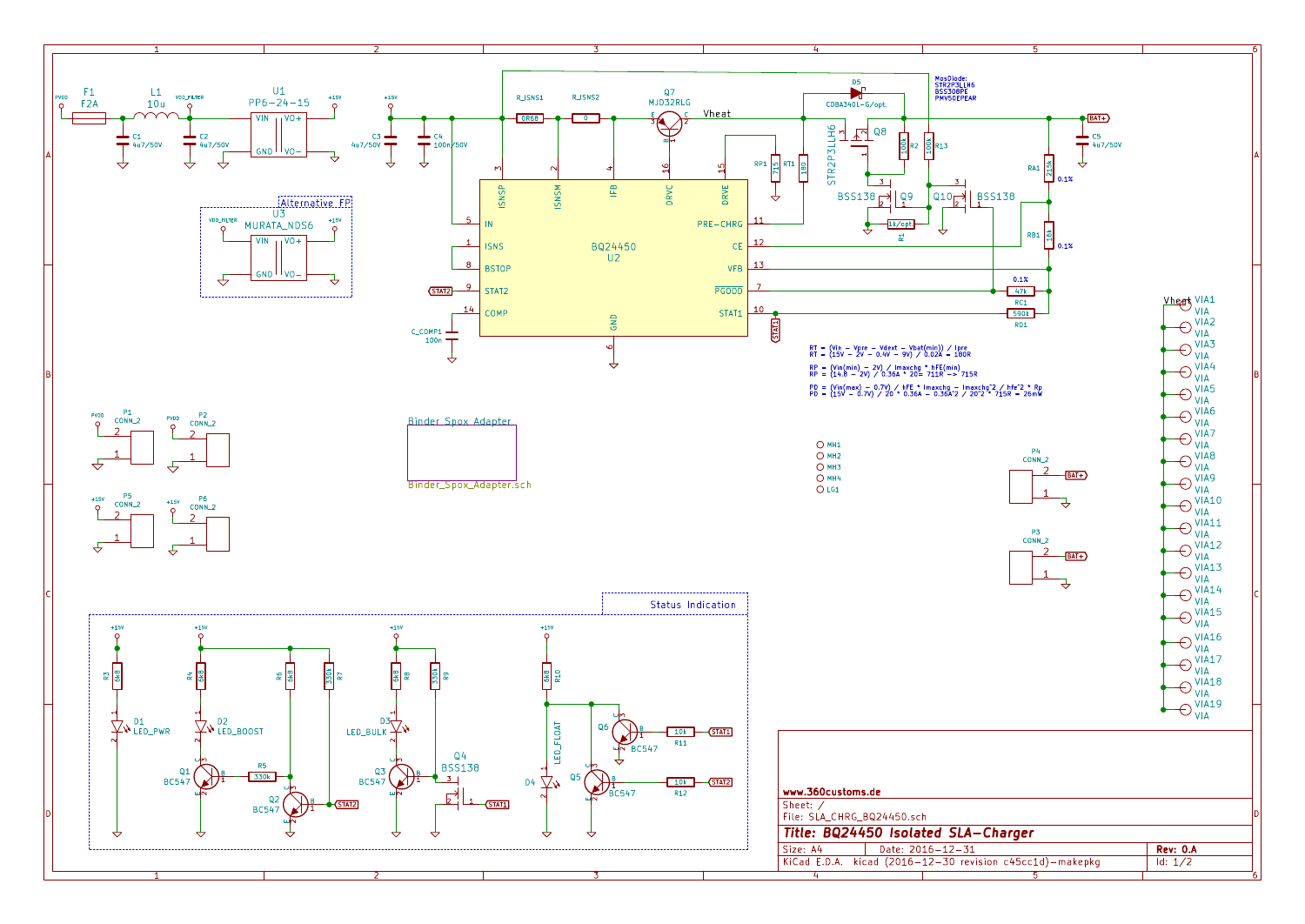RT = (Vin − Vpre − Vdext − Vbat(min)) / Ipre
RT = (15V − 2V − 0.4V − 9V) / 0.02A = 180R

RP = (Vin(min) − 2V) / Imaxchg * hFE(min)
RP = (14.8 − 2V) / 0.36A * 20= 711R −> 715R

PD = (Vin(max) − 0.7V) / hFE * Imaxchg − Imaxchg^2 / hfe^2 * Rp
PD = (15V − 0.7V) / 20 * 0.36A − 0.36A^2 / 20^2 * 715R = 26mW

MosDiode:
STR2P3LLH6
BSS308PE
PMV50EPEAR

Binder_Spox_Adapter

Binder_Spox_Adapter.sch

Status Indication

Alternative FP

www.360customs.de

Sheet: /
File: SLA_CHRG_BQ24450.sch

**Title: BQ24450 Isolated SLA-Charger**

| Size: A4 | Date: 2016-12-31 | Rev: 0.A |
|---|---|---|
| KiCad E.D.A. kicad (2016-12-30 revision c45cc1d)-makepkg | | Id: 1/2 |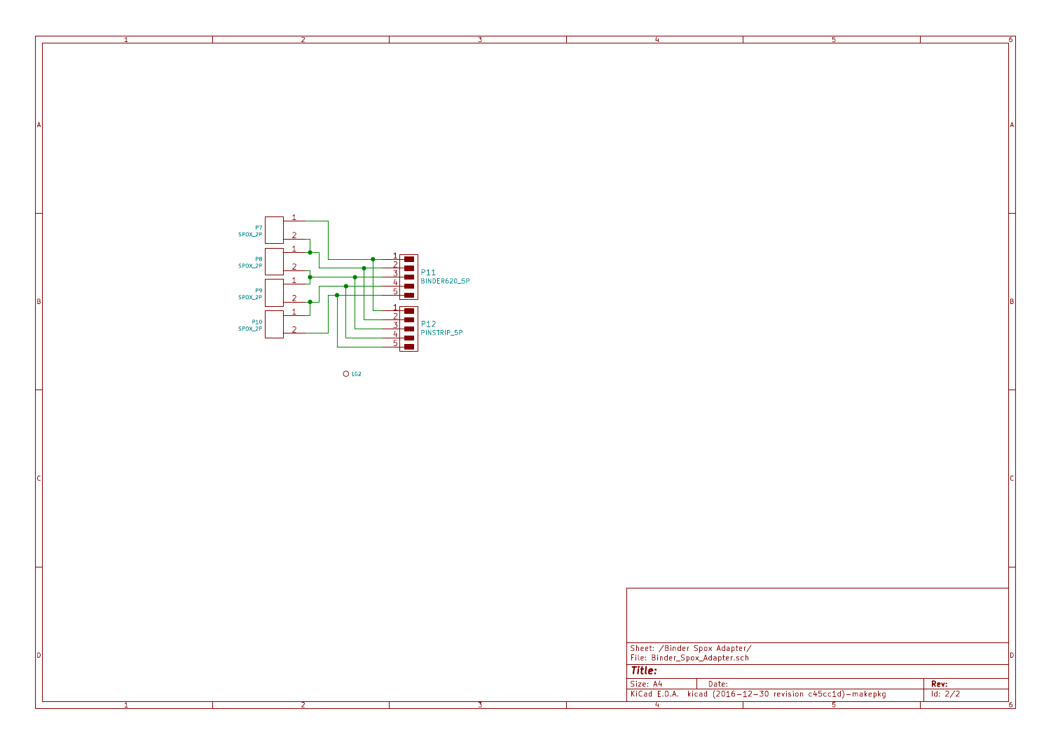P7
SPOX_2P
1
2

P8
SPOX_2P
1
2

P9
SPOX_2P
1
2

P10
SPOX_2P
1
2

P11
BINDER620_5P
1
2
3
4
5

P12
PINSTRIP_5P
1
2
3
4
5

LG2

Sheet: /Binder Spox Adapter/
File: Binder_Spox_Adapter.sch

**Title:**

Size: A4 Date: **Rev:**
KiCad E.D.A. kicad (2016-12-30 revision c45cc1d)-makepkg Id: 2/2